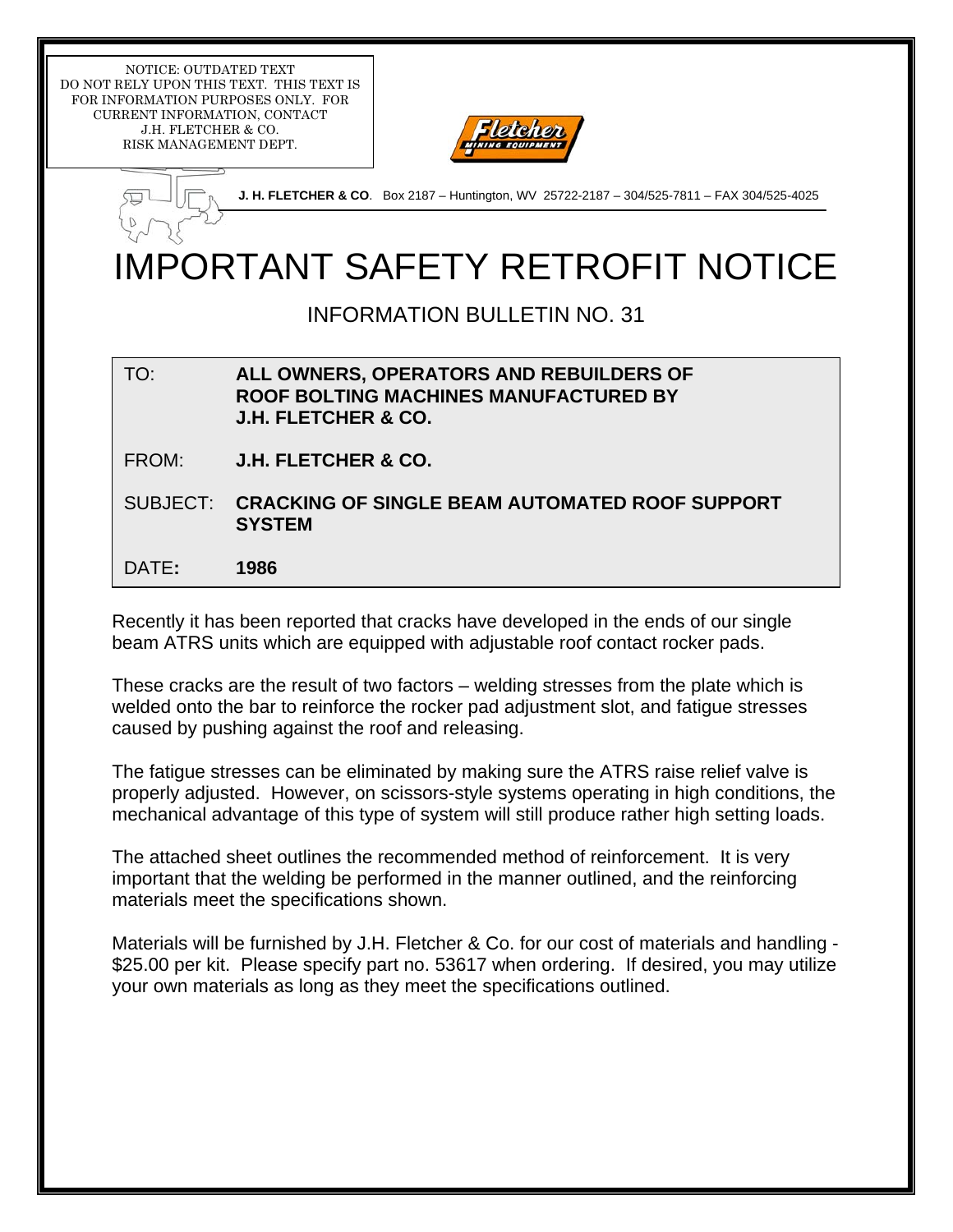NOTICE: OUTDATED TEXT
DO NOT RELY UPON THIS TEXT. THIS TEXT IS FOR INFORMATION PURPOSES ONLY. FOR CURRENT INFORMATION, CONTACT J.H. FLETCHER & CO. RISK MANAGEMENT DEPT.

**J. H. FLETCHER & CO**. Box 2187 – Huntington, WV 25722-2187 – 304/525-7811 – FAX 304/525-4025

# IMPORTANT SAFETY RETROFIT NOTICE

## INFORMATION BULLETIN NO. 31

| | |
|---|---|
| TO: | **ALL OWNERS, OPERATORS AND REBUILDERS OF ROOF BOLTING MACHINES MANUFACTURED BY J.H. FLETCHER & CO.** |
| FROM: | **J.H. FLETCHER & CO.** |
| SUBJECT: | **CRACKING OF SINGLE BEAM AUTOMATED ROOF SUPPORT SYSTEM** |
| DATE: | **1986** |

Recently it has been reported that cracks have developed in the ends of our single beam ATRS units which are equipped with adjustable roof contact rocker pads.

These cracks are the result of two factors – welding stresses from the plate which is welded onto the bar to reinforce the rocker pad adjustment slot, and fatigue stresses caused by pushing against the roof and releasing.

The fatigue stresses can be eliminated by making sure the ATRS raise relief valve is properly adjusted. However, on scissors-style systems operating in high conditions, the mechanical advantage of this type of system will still produce rather high setting loads.

The attached sheet outlines the recommended method of reinforcement. It is very important that the welding be performed in the manner outlined, and the reinforcing materials meet the specifications shown.

Materials will be furnished by J.H. Fletcher & Co. for our cost of materials and handling - $25.00 per kit. Please specify part no. 53617 when ordering. If desired, you may utilize your own materials as long as they meet the specifications outlined.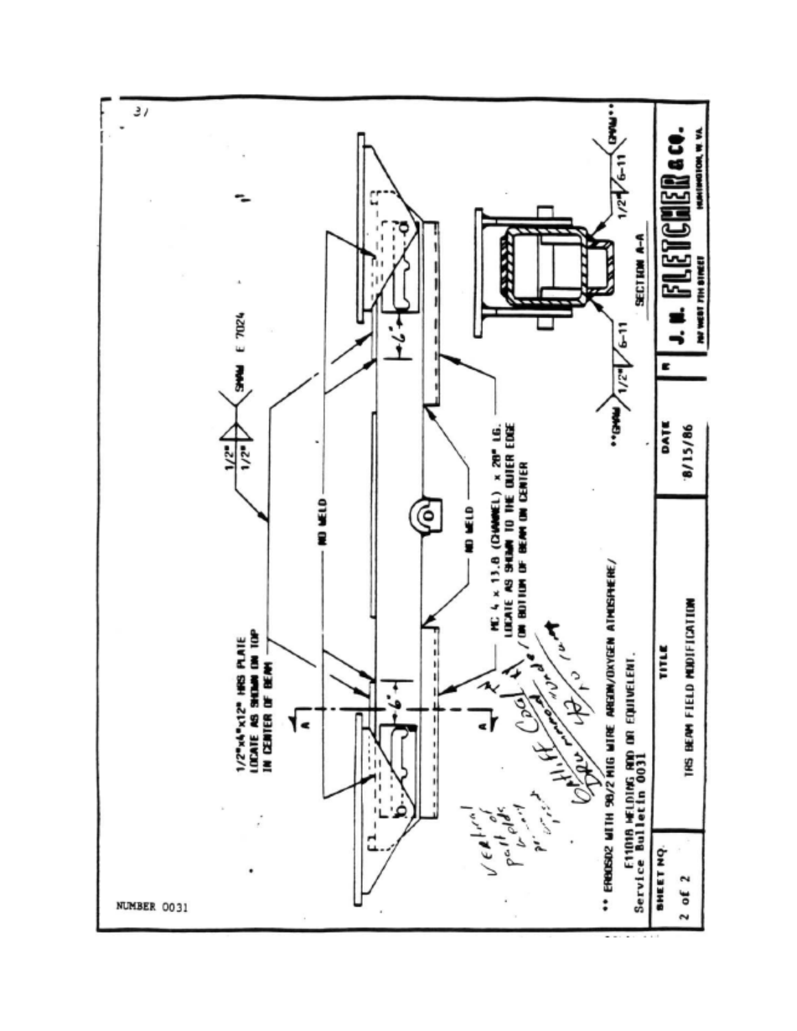NUMBER 0031

1/2"x4"x12" HRS PLATE
LOCATE AS SHOWN ON TOP
IN CENTER OF BEAM

1/2"
1/2"
SMAW E 7024

NO WELD

NO WELD

MC 4 x 13.8 (CHANNEL) x 20" LG.
LOCATE AS SHOWN TO THE OUTER EDGE
ON BOTTOM OF BEAM ON CENTER

6"

6"

A

A

SECTION A-A

1/2" 6-11 **GMAW

1/2" 6-11 **GMAW

** ER80S02 WITH 98/2 MIG WIRE ARGON/OXYGEN ATMOSPHERE/
F1101B WELDING ROD OR EQUIVELENT.
Service Bulletin 0031

| SHEET NO. | TITLE | DATE | |
|---|---|---|---|
| 2 of 2 | TRS BEAM FIELD MODIFICATION | 8/15/86 | J. H. FLETCHER & CO. 207 WEST 7TH STREET HUNTINGTON, W. VA. |